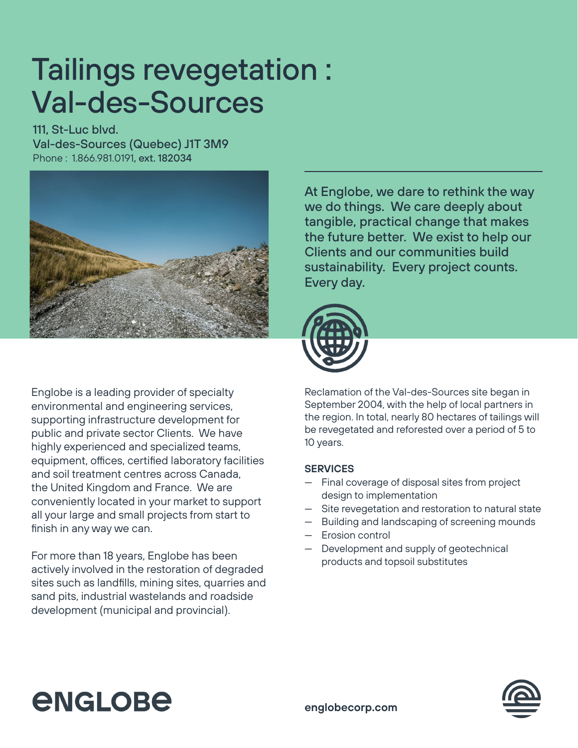# Tailings revegetation : Val-des-Sources

**111, St-Luc blvd.**
**Val-des-Sources (Quebec) J1T 3M9**
Phone : 1.866.981.0191, **ext. 182034**

At Englobe, we dare to rethink the way we do things. We care deeply about tangible, practical change that makes the future better. We exist to help our Clients and our communities build sustainability. Every project counts. Every day.

Englobe is a leading provider of specialty environmental and engineering services, supporting infrastructure development for public and private sector Clients. We have highly experienced and specialized teams, equipment, offices, certified laboratory facilities and soil treatment centres across Canada, the United Kingdom and France. We are conveniently located in your market to support all your large and small projects from start to finish in any way we can.

For more than 18 years, Englobe has been actively involved in the restoration of degraded sites such as landfills, mining sites, quarries and sand pits, industrial wastelands and roadside development (municipal and provincial).

Reclamation of the Val-des-Sources site began in September 2004, with the help of local partners in the region. In total, nearly 80 hectares of tailings will be revegetated and reforested over a period of 5 to 10 years.

**SERVICES**

- Final coverage of disposal sites from project design to implementation
- Site revegetation and restoration to natural state
- Building and landscaping of screening mounds
- Erosion control
- Development and supply of geotechnical products and topsoil substitutes

**englobe**

**englobecorp.com**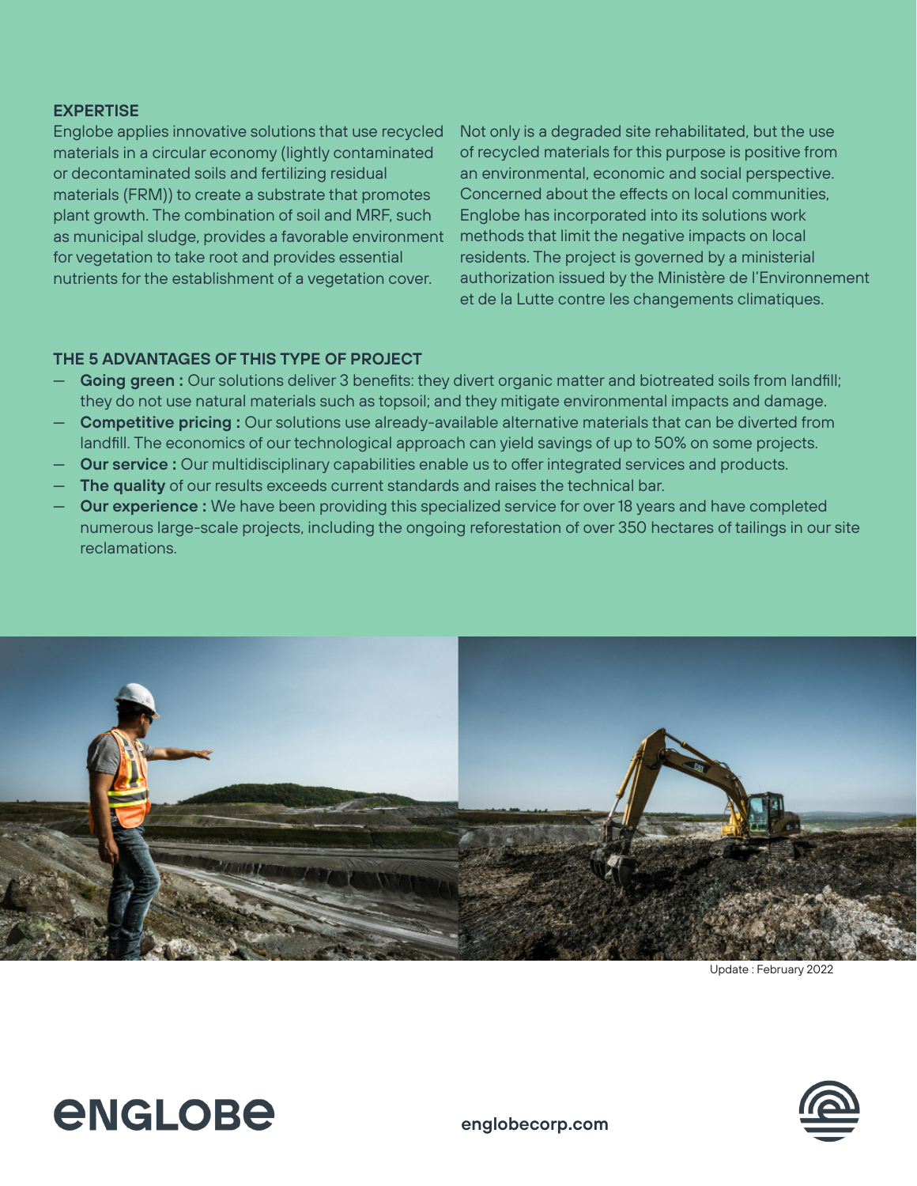## EXPERTISE

Englobe applies innovative solutions that use recycled materials in a circular economy (lightly contaminated or decontaminated soils and fertilizing residual materials (FRM)) to create a substrate that promotes plant growth. The combination of soil and MRF, such as municipal sludge, provides a favorable environment for vegetation to take root and provides essential nutrients for the establishment of a vegetation cover.

Not only is a degraded site rehabilitated, but the use of recycled materials for this purpose is positive from an environmental, economic and social perspective. Concerned about the effects on local communities, Englobe has incorporated into its solutions work methods that limit the negative impacts on local residents. The project is governed by a ministerial authorization issued by the Ministère de l'Environnement et de la Lutte contre les changements climatiques.

## THE 5 ADVANTAGES OF THIS TYPE OF PROJECT

- **Going green :** Our solutions deliver 3 benefits: they divert organic matter and biotreated soils from landfill; they do not use natural materials such as topsoil; and they mitigate environmental impacts and damage.
- **Competitive pricing :** Our solutions use already-available alternative materials that can be diverted from landfill. The economics of our technological approach can yield savings of up to 50% on some projects.
- **Our service :** Our multidisciplinary capabilities enable us to offer integrated services and products.
- **The quality** of our results exceeds current standards and raises the technical bar.
- **Our experience :** We have been providing this specialized service for over 18 years and have completed numerous large-scale projects, including the ongoing reforestation of over 350 hectares of tailings in our site reclamations.

Update : February 2022

ENGLOBE

englobecorp.com